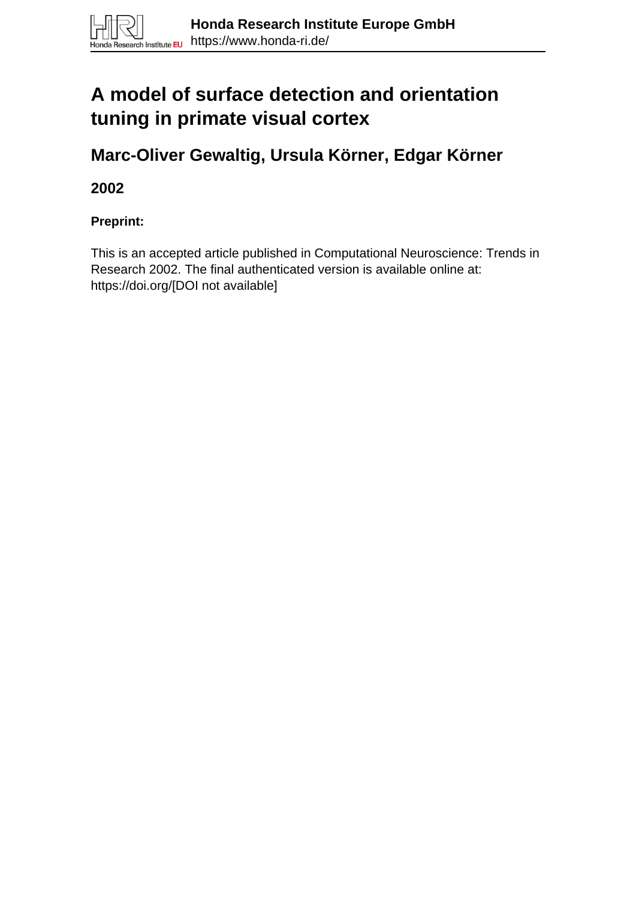**Honda Research Institute Europe GmbH**
https://www.honda-ri.de/

# A model of surface detection and orientation tuning in primate visual cortex

## Marc-Oliver Gewaltig, Ursula Körner, Edgar Körner

### 2002

#### Preprint:

This is an accepted article published in Computational Neuroscience: Trends in Research 2002. The final authenticated version is available online at: https://doi.org/[DOI not available]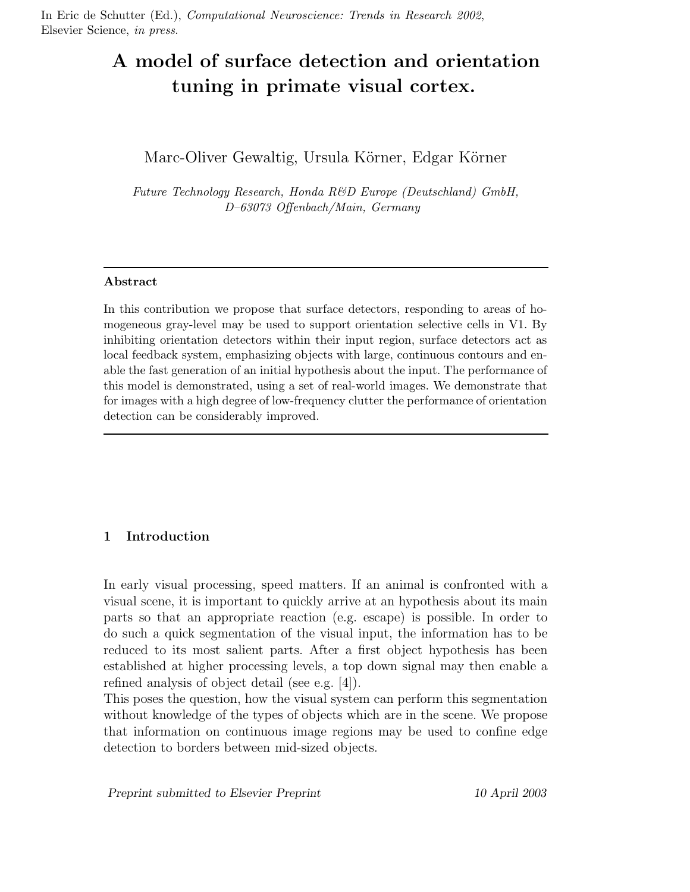In Eric de Schutter (Ed.), *Computational Neuroscience: Trends in Research 2002*, Elsevier Science, *in press*.

# A model of surface detection and orientation tuning in primate visual cortex.

Marc-Oliver Gewaltig, Ursula Körner, Edgar Körner

*Future Technology Research, Honda R&D Europe (Deutschland) GmbH, D–63073 Offenbach/Main, Germany*

---

**Abstract**

In this contribution we propose that surface detectors, responding to areas of homogeneous gray-level may be used to support orientation selective cells in V1. By inhibiting orientation detectors within their input region, surface detectors act as local feedback system, emphasizing objects with large, continuous contours and enable the fast generation of an initial hypothesis about the input. The performance of this model is demonstrated, using a set of real-world images. We demonstrate that for images with a high degree of low-frequency clutter the performance of orientation detection can be considerably improved.

---

## 1 Introduction

In early visual processing, speed matters. If an animal is confronted with a visual scene, it is important to quickly arrive at an hypothesis about its main parts so that an appropriate reaction (e.g. escape) is possible. In order to do such a quick segmentation of the visual input, the information has to be reduced to its most salient parts. After a first object hypothesis has been established at higher processing levels, a top down signal may then enable a refined analysis of object detail (see e.g. [4]).
This poses the question, how the visual system can perform this segmentation without knowledge of the types of objects which are in the scene. We propose that information on continuous image regions may be used to confine edge detection to borders between mid-sized objects.

*Preprint submitted to Elsevier Preprint* *10 April 2003*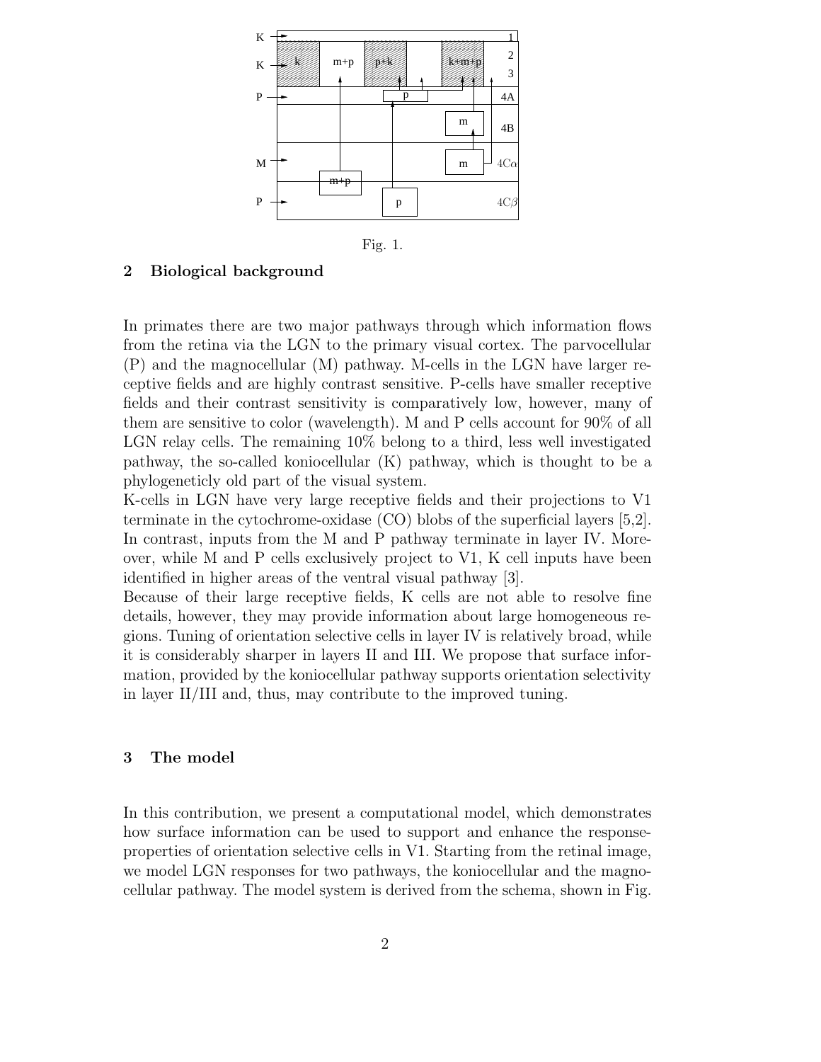Fig. 1.

## 2 Biological background

In primates there are two major pathways through which information flows from the retina via the LGN to the primary visual cortex. The parvocellular (P) and the magnocellular (M) pathway. M-cells in the LGN have larger receptive fields and are highly contrast sensitive. P-cells have smaller receptive fields and their contrast sensitivity is comparatively low, however, many of them are sensitive to color (wavelength). M and P cells account for 90% of all LGN relay cells. The remaining 10% belong to a third, less well investigated pathway, the so-called koniocellular (K) pathway, which is thought to be a phylogeneticly old part of the visual system.

K-cells in LGN have very large receptive fields and their projections to V1 terminate in the cytochrome-oxidase (CO) blobs of the superficial layers [5,2]. In contrast, inputs from the M and P pathway terminate in layer IV. Moreover, while M and P cells exclusively project to V1, K cell inputs have been identified in higher areas of the ventral visual pathway [3].

Because of their large receptive fields, K cells are not able to resolve fine details, however, they may provide information about large homogeneous regions. Tuning of orientation selective cells in layer IV is relatively broad, while it is considerably sharper in layers II and III. We propose that surface information, provided by the koniocellular pathway supports orientation selectivity in layer II/III and, thus, may contribute to the improved tuning.

## 3 The model

In this contribution, we present a computational model, which demonstrates how surface information can be used to support and enhance the response-properties of orientation selective cells in V1. Starting from the retinal image, we model LGN responses for two pathways, the koniocellular and the magnocellular pathway. The model system is derived from the schema, shown in Fig.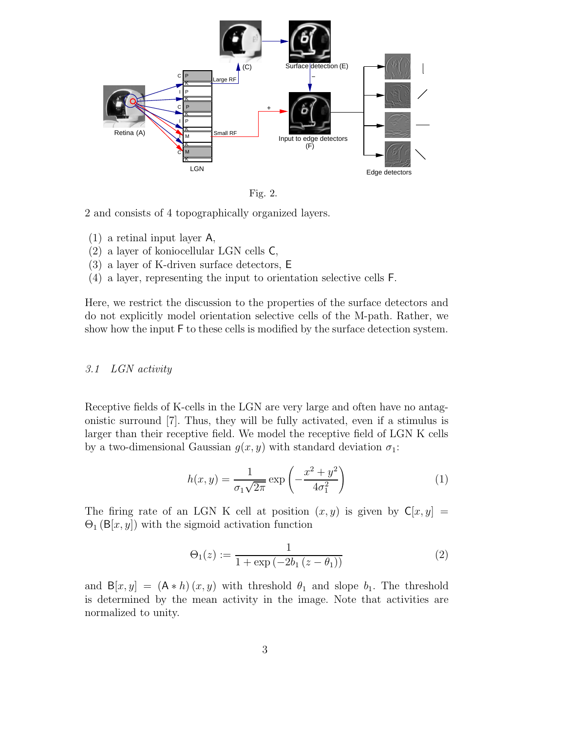Fig. 2.

2 and consists of 4 topographically organized layers.

(1) a retinal input layer A,
(2) a layer of koniocellular LGN cells C,
(3) a layer of K-driven surface detectors, E
(4) a layer, representing the input to orientation selective cells F.

Here, we restrict the discussion to the properties of the surface detectors and do not explicitly model orientation selective cells of the M-path. Rather, we show how the input F to these cells is modified by the surface detection system.

### *3.1 LGN activity*

Receptive fields of K-cells in the LGN are very large and often have no antagonistic surround [7]. Thus, they will be fully activated, even if a stimulus is larger than their receptive field. We model the receptive field of LGN K cells by a two-dimensional Gaussian $g(x, y)$ with standard deviation $\sigma_1$:

$$h(x, y) = \frac{1}{\sigma_1 \sqrt{2\pi}} \exp\left(-\frac{x^2 + y^2}{4\sigma_1^2}\right) \tag{1}$$

The firing rate of an LGN K cell at position $(x, y)$ is given by $\mathsf{C}[x, y] = \Theta_1(\mathsf{B}[x, y])$ with the sigmoid activation function

$$\Theta_1(z) := \frac{1}{1 + \exp(-2b_1(z - \theta_1))} \tag{2}$$

and $\mathsf{B}[x, y] = (\mathsf{A} * h)(x, y)$ with threshold $\theta_1$ and slope $b_1$. The threshold is determined by the mean activity in the image. Note that activities are normalized to unity.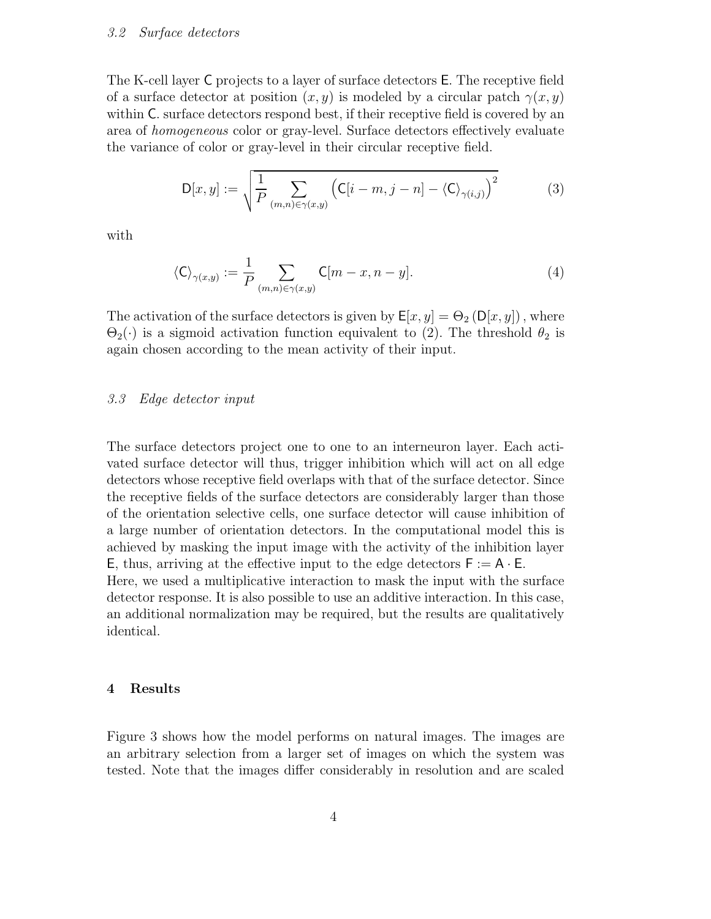### 3.2 *Surface detectors*

The K-cell layer $\mathsf{C}$ projects to a layer of surface detectors $\mathsf{E}$. The receptive field of a surface detector at position $(x, y)$ is modeled by a circular patch $\gamma(x, y)$ within $\mathsf{C}$. surface detectors respond best, if their receptive field is covered by an area of *homogeneous* color or gray-level. Surface detectors effectively evaluate the variance of color or gray-level in their circular receptive field.

$$\mathsf{D}[x, y] := \sqrt{\frac{1}{P} \sum_{(m,n) \in \gamma(x,y)} \left( \mathsf{C}[i - m, j - n] - \langle \mathsf{C} \rangle_{\gamma(i,j)} \right)^2} \tag{3}$$

with

$$\langle \mathsf{C} \rangle_{\gamma(x,y)} := \frac{1}{P} \sum_{(m,n) \in \gamma(x,y)} \mathsf{C}[m - x, n - y]. \tag{4}$$

The activation of the surface detectors is given by $\mathsf{E}[x, y] = \Theta_2 \left( \mathsf{D}[x, y] \right)$, where $\Theta_2(\cdot)$ is a sigmoid activation function equivalent to (2). The threshold $\theta_2$ is again chosen according to the mean activity of their input.

### 3.3 *Edge detector input*

The surface detectors project one to one to an interneuron layer. Each activated surface detector will thus, trigger inhibition which will act on all edge detectors whose receptive field overlaps with that of the surface detector. Since the receptive fields of the surface detectors are considerably larger than those of the orientation selective cells, one surface detector will cause inhibition of a large number of orientation detectors. In the computational model this is achieved by masking the input image with the activity of the inhibition layer $\mathsf{E}$, thus, arriving at the effective input to the edge detectors $\mathsf{F} := \mathsf{A} \cdot \mathsf{E}$.
Here, we used a multiplicative interaction to mask the input with the surface detector response. It is also possible to use an additive interaction. In this case, an additional normalization may be required, but the results are qualitatively identical.

## 4 Results

Figure 3 shows how the model performs on natural images. The images are an arbitrary selection from a larger set of images on which the system was tested. Note that the images differ considerably in resolution and are scaled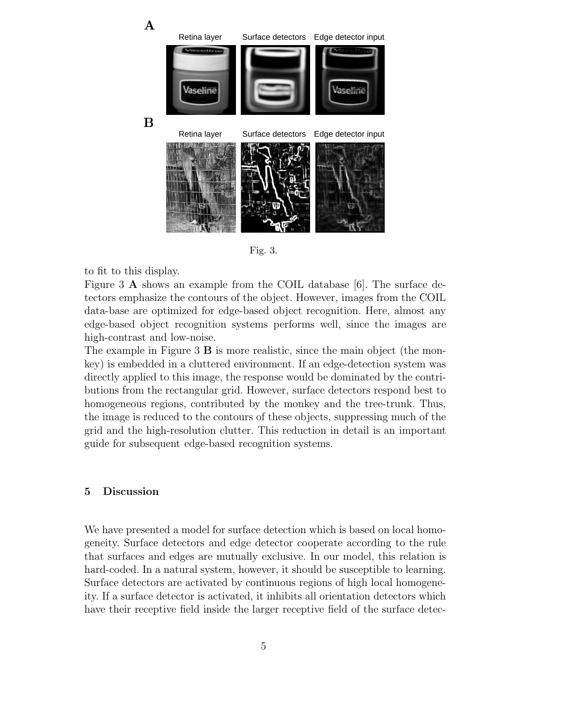**A**

Retina layer Surface detectors Edge detector input

**B**

Retina layer Surface detectors Edge detector input

Fig. 3.

to fit to this display.

Figure 3 **A** shows an example from the COIL database [6]. The surface detectors emphasize the contours of the object. However, images from the COIL data-base are optimized for edge-based object recognition. Here, almost any edge-based object recognition systems performs well, since the images are high-contrast and low-noise.

The example in Figure 3 **B** is more realistic, since the main object (the monkey) is embedded in a cluttered environment. If an edge-detection system was directly applied to this image, the response would be dominated by the contributions from the rectangular grid. However, surface detectors respond best to homogeneous regions, contributed by the monkey and the tree-trunk. Thus, the image is reduced to the contours of these objects, suppressing much of the grid and the high-resolution clutter. This reduction in detail is an important guide for subsequent edge-based recognition systems.

## 5 Discussion

We have presented a model for surface detection which is based on local homogeneity. Surface detectors and edge detector cooperate according to the rule that surfaces and edges are mutually exclusive. In our model, this relation is hard-coded. In a natural system, however, it should be susceptible to learning. Surface detectors are activated by continuous regions of high local homogeneity. If a surface detector is activated, it inhibits all orientation detectors which have their receptive field inside the larger receptive field of the surface detec-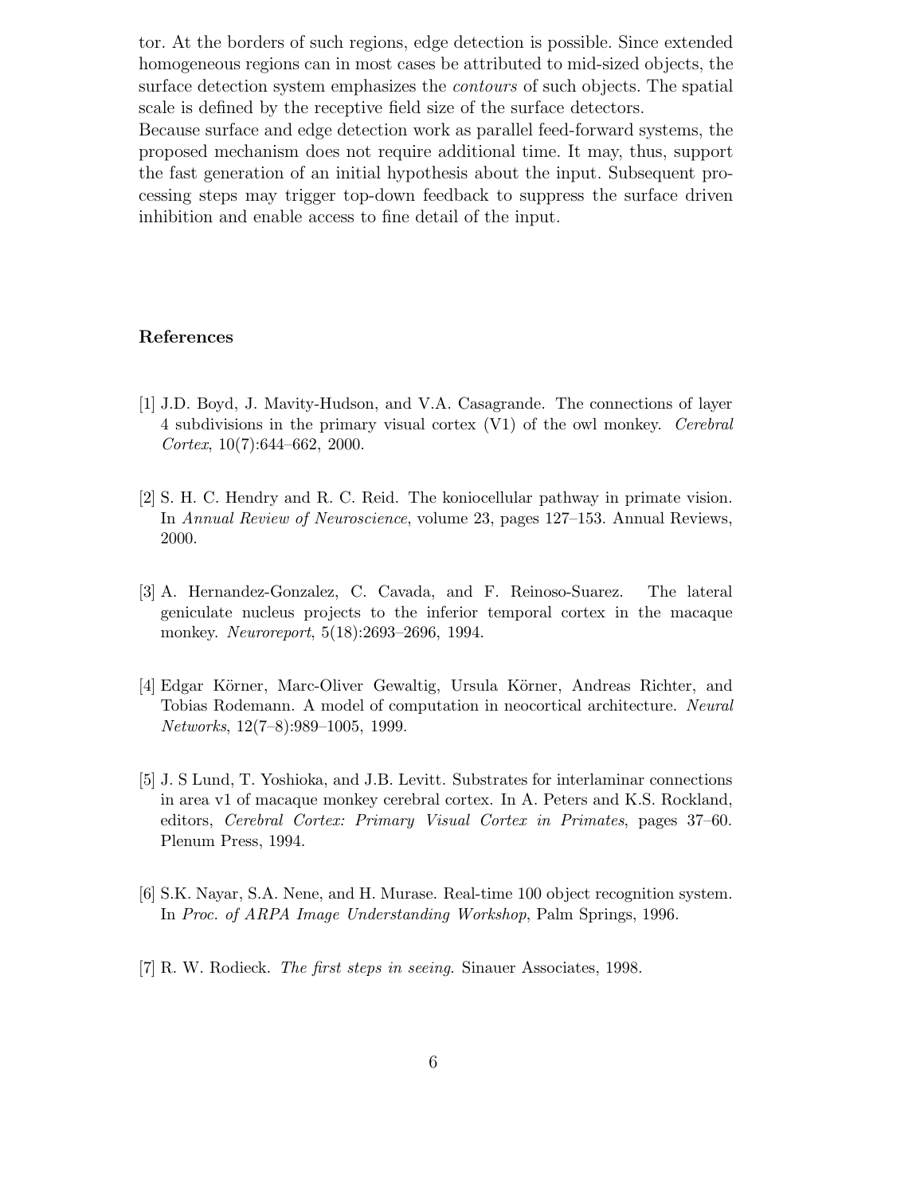tor. At the borders of such regions, edge detection is possible. Since extended homogeneous regions can in most cases be attributed to mid-sized objects, the surface detection system emphasizes the *contours* of such objects. The spatial scale is defined by the receptive field size of the surface detectors.
Because surface and edge detection work as parallel feed-forward systems, the proposed mechanism does not require additional time. It may, thus, support the fast generation of an initial hypothesis about the input. Subsequent processing steps may trigger top-down feedback to suppress the surface driven inhibition and enable access to fine detail of the input.

## References

[1] J.D. Boyd, J. Mavity-Hudson, and V.A. Casagrande. The connections of layer 4 subdivisions in the primary visual cortex (V1) of the owl monkey. *Cerebral Cortex*, 10(7):644–662, 2000.

[2] S. H. C. Hendry and R. C. Reid. The koniocellular pathway in primate vision. In *Annual Review of Neuroscience*, volume 23, pages 127–153. Annual Reviews, 2000.

[3] A. Hernandez-Gonzalez, C. Cavada, and F. Reinoso-Suarez. The lateral geniculate nucleus projects to the inferior temporal cortex in the macaque monkey. *Neuroreport*, 5(18):2693–2696, 1994.

[4] Edgar Körner, Marc-Oliver Gewaltig, Ursula Körner, Andreas Richter, and Tobias Rodemann. A model of computation in neocortical architecture. *Neural Networks*, 12(7–8):989–1005, 1999.

[5] J. S Lund, T. Yoshioka, and J.B. Levitt. Substrates for interlaminar connections in area v1 of macaque monkey cerebral cortex. In A. Peters and K.S. Rockland, editors, *Cerebral Cortex: Primary Visual Cortex in Primates*, pages 37–60. Plenum Press, 1994.

[6] S.K. Nayar, S.A. Nene, and H. Murase. Real-time 100 object recognition system. In *Proc. of ARPA Image Understanding Workshop*, Palm Springs, 1996.

[7] R. W. Rodieck. *The first steps in seeing*. Sinauer Associates, 1998.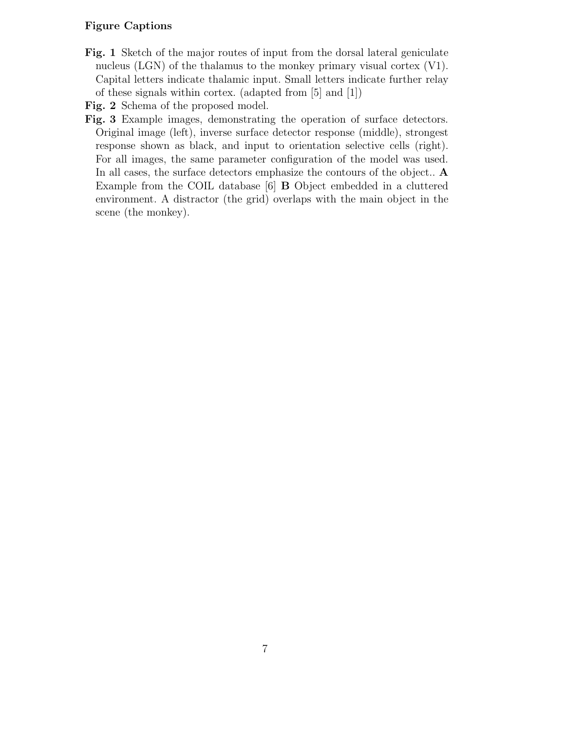### Figure Captions

**Fig. 1** Sketch of the major routes of input from the dorsal lateral geniculate nucleus (LGN) of the thalamus to the monkey primary visual cortex (V1). Capital letters indicate thalamic input. Small letters indicate further relay of these signals within cortex. (adapted from [5] and [1])

**Fig. 2** Schema of the proposed model.

**Fig. 3** Example images, demonstrating the operation of surface detectors. Original image (left), inverse surface detector response (middle), strongest response shown as black, and input to orientation selective cells (right). For all images, the same parameter configuration of the model was used. In all cases, the surface detectors emphasize the contours of the object.. **A** Example from the COIL database [6] **B** Object embedded in a cluttered environment. A distractor (the grid) overlaps with the main object in the scene (the monkey).